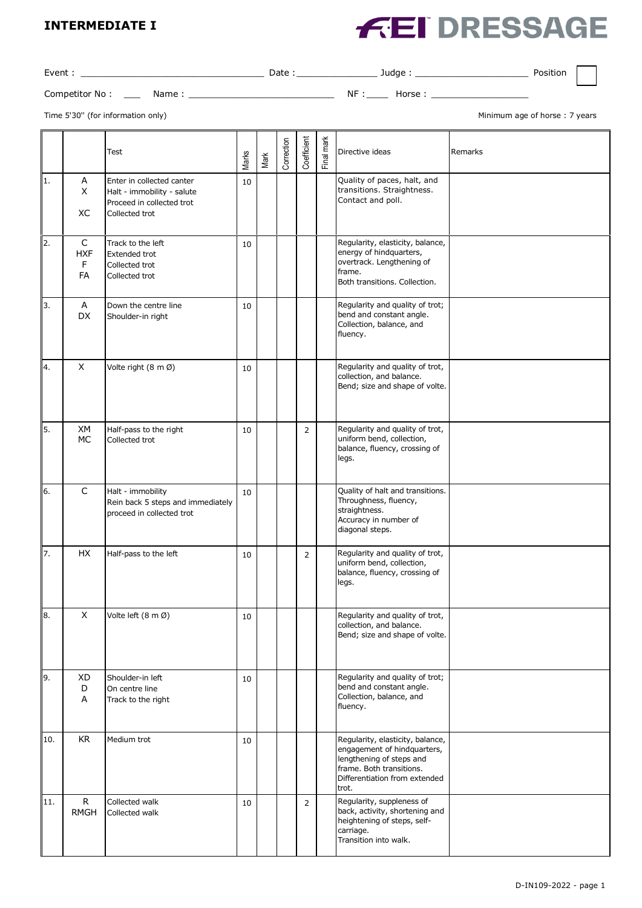# INTERMEDIATE I

**FEI DRESSAGE**

Event : ______________________ Date : ____________ Judge : ________________ Position

Competitor No : ___ Name : ____________________ NF : ____ Horse : ______________

Time 5'30'' (for information only)

Minimum age of horse : 7 years

| | | Test | Marks | Mark | Correction | Coefficient | Final mark | Directive ideas | Remarks |
|---|---|---|---|---|---|---|---|---|---|
| 1. | A<br>X<br><br>XC | Enter in collected canter<br>Halt - immobility - salute<br>Proceed in collected trot<br>Collected trot | 10 | | | | | Quality of paces, halt, and transitions. Straightness. Contact and poll. | |
| 2. | C<br>HXF<br>F<br>FA | Track to the left<br>Extended trot<br>Collected trot<br>Collected trot | 10 | | | | | Regularity, elasticity, balance, energy of hindquarters, overtrack. Lengthening of frame.<br>Both transitions. Collection. | |
| 3. | A<br>DX | Down the centre line<br>Shoulder-in right | 10 | | | | | Regularity and quality of trot; bend and constant angle. Collection, balance, and fluency. | |
| 4. | X | Volte right (8 m Ø) | 10 | | | | | Regularity and quality of trot, collection, and balance. Bend; size and shape of volte. | |
| 5. | XM<br>MC | Half-pass to the right<br>Collected trot | 10 | | | 2 | | Regularity and quality of trot, uniform bend, collection, balance, fluency, crossing of legs. | |
| 6. | C | Halt - immobility<br>Rein back 5 steps and immediately proceed in collected trot | 10 | | | | | Quality of halt and transitions. Throughness, fluency, straightness.<br>Accuracy in number of diagonal steps. | |
| 7. | HX | Half-pass to the left | 10 | | | 2 | | Regularity and quality of trot, uniform bend, collection, balance, fluency, crossing of legs. | |
| 8. | X | Volte left (8 m Ø) | 10 | | | | | Regularity and quality of trot, collection, and balance. Bend; size and shape of volte. | |
| 9. | XD<br>D<br>A | Shoulder-in left<br>On centre line<br>Track to the right | 10 | | | | | Regularity and quality of trot; bend and constant angle. Collection, balance, and fluency. | |
| 10. | KR | Medium trot | 10 | | | | | Regularity, elasticity, balance, engagement of hindquarters, lengthening of steps and frame. Both transitions. Differentiation from extended trot. | |
| 11. | R<br>RMGH | Collected walk<br>Collected walk | 10 | | | 2 | | Regularity, suppleness of back, activity, shortening and heightening of steps, self-carriage.<br>Transition into walk. | |

D-IN109-2022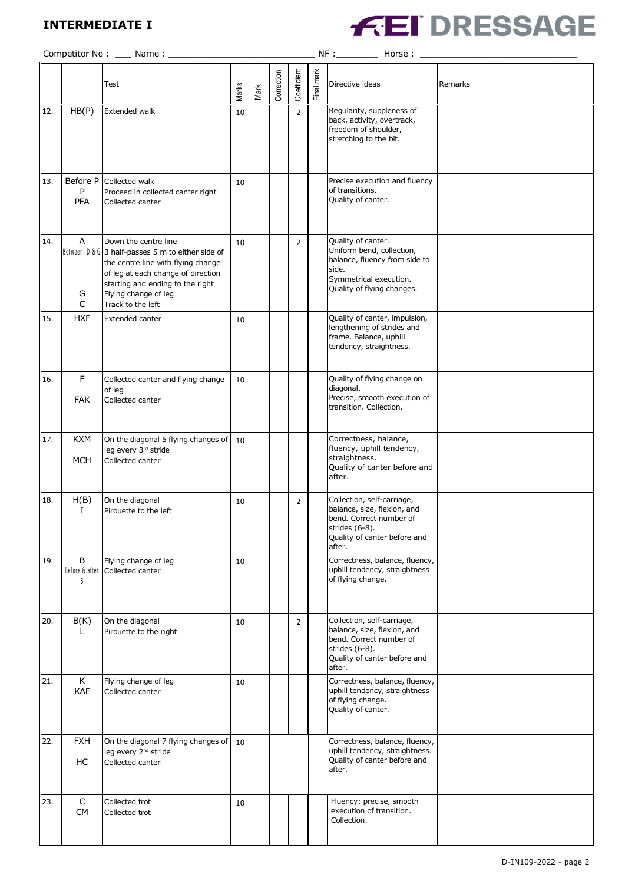# INTERMEDIATE I

**FEI DRESSAGE**

Competitor No : ___ Name : ______________________ NF :________ Horse : ______________________

| | | Test | Marks | Mark | Correction | Coefficient | Final mark | Directive ideas | Remarks |
|---|---|---|---|---|---|---|---|---|---|
| 12. | HB(P) | Extended walk | 10 | | | 2 | | Regularity, suppleness of back, activity, overtrack, freedom of shoulder, stretching to the bit. | |
| 13. | Before P<br>P<br>PFA | Collected walk<br>Proceed in collected canter right<br>Collected canter | 10 | | | | | Precise execution and fluency of transitions.<br>Quality of canter. | |
| 14. | A<br>Between D & G<br><br><br><br>G<br>C | Down the centre line<br>3 half-passes 5 m to either side of the centre line with flying change of leg at each change of direction starting and ending to the right<br>Flying change of leg<br>Track to the left | 10 | | | 2 | | Quality of canter.<br>Uniform bend, collection, balance, fluency from side to side.<br>Symmetrical execution.<br>Quality of flying changes. | |
| 15. | HXF | Extended canter | 10 | | | | | Quality of canter, impulsion, lengthening of strides and frame. Balance, uphill tendency, straightness. | |
| 16. | F<br>FAK | Collected canter and flying change of leg<br>Collected canter | 10 | | | | | Quality of flying change on diagonal.<br>Precise, smooth execution of transition. Collection. | |
| 17. | KXM<br>MCH | On the diagonal 5 flying changes of leg every 3rd stride<br>Collected canter | 10 | | | | | Correctness, balance, fluency, uphill tendency, straightness.<br>Quality of canter before and after. | |
| 18. | H(B)<br>I | On the diagonal<br>Pirouette to the left | 10 | | | 2 | | Collection, self-carriage, balance, size, flexion, and bend. Correct number of strides (6-8).<br>Quality of canter before and after. | |
| 19. | B<br>Before & after B | Flying change of leg<br>Collected canter | 10 | | | | | Correctness, balance, fluency, uphill tendency, straightness of flying change. | |
| 20. | B(K)<br>L | On the diagonal<br>Pirouette to the right | 10 | | | 2 | | Collection, self-carriage, balance, size, flexion, and bend. Correct number of strides (6-8).<br>Quality of canter before and after. | |
| 21. | K<br>KAF | Flying change of leg<br>Collected canter | 10 | | | | | Correctness, balance, fluency, uphill tendency, straightness of flying change.<br>Quality of canter. | |
| 22. | FXH<br>HC | On the diagonal 7 flying changes of leg every 2nd stride<br>Collected canter | 10 | | | | | Correctness, balance, fluency, uphill tendency, straightness.<br>Quality of canter before and after. | |
| 23. | C<br>CM | Collected trot<br>Collected trot | 10 | | | | | Fluency; precise, smooth execution of transition.<br>Collection. | |

D-IN109-2022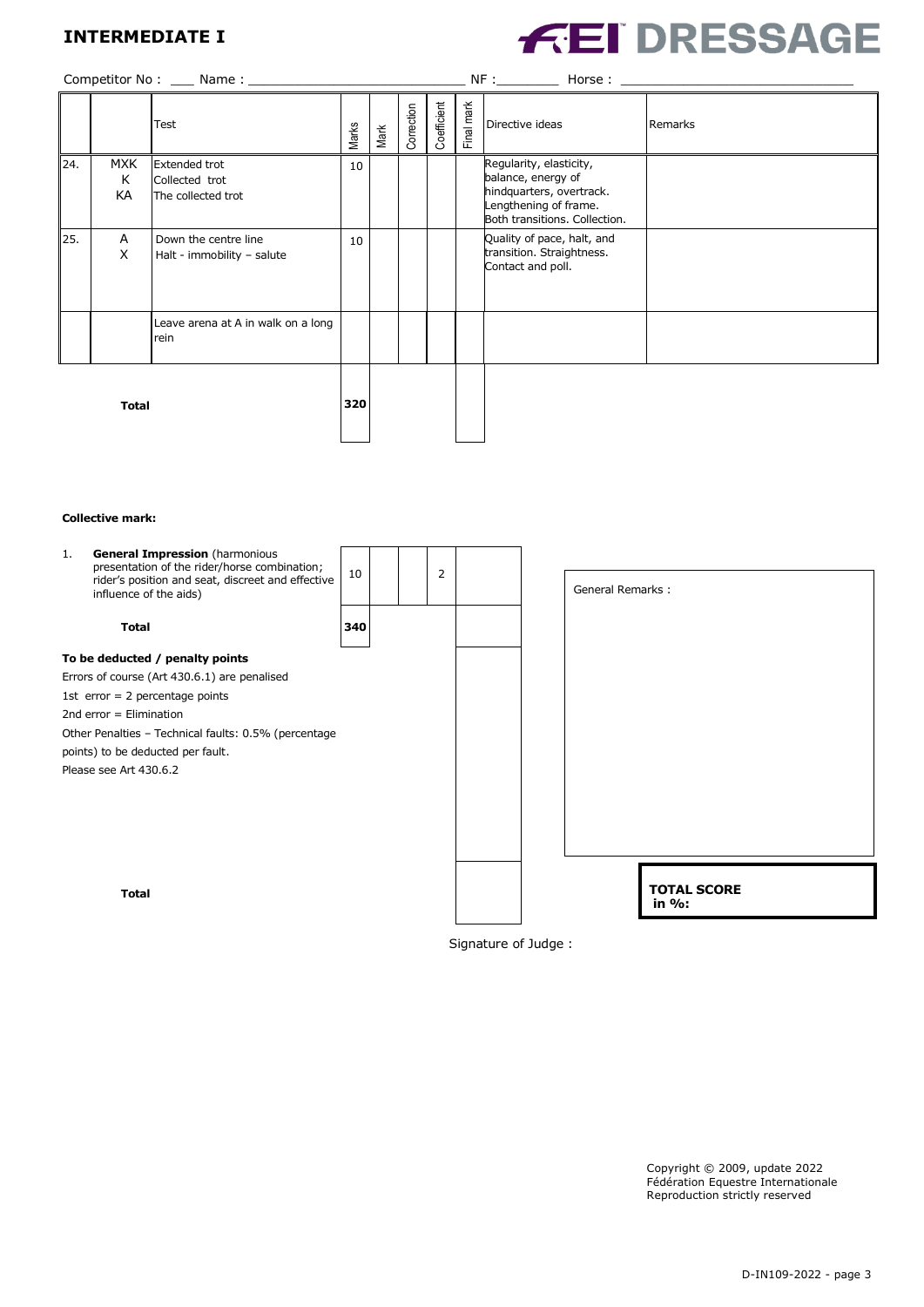## INTERMEDIATE I

**FEI DRESSAGE**

Competitor No : ___ Name : ____________________________ NF :________ Horse : ______________________________

| | | Test | Marks | Mark | Correction | Coefficient | Final mark | Directive ideas | Remarks |
|---|---|---|---|---|---|---|---|---|---|
| 24. | MXK<br>K<br>KA | Extended trot<br>Collected trot<br>The collected trot | 10 | | | | | Regularity, elasticity, balance, energy of hindquarters, overtrack. Lengthening of frame. Both transitions. Collection. | |
| 25. | A<br>X | Down the centre line<br>Halt - immobility – salute | 10 | | | | | Quality of pace, halt, and transition. Straightness. Contact and poll. | |
| | | Leave arena at A in walk on a long rein | | | | | | | |
| | | **Total** | **320** | | | | | | |

**Collective mark:**

| | | Marks | Mark | Correction | Coefficient | Final mark |
|---|---|---|---|---|---|---|
| 1. | **General Impression** (harmonious presentation of the rider/horse combination; rider's position and seat, discreet and effective influence of the aids) | 10 | | | 2 | |
| | **Total** | **340** | | | | |

**To be deducted / penalty points**

Errors of course (Art 430.6.1) are penalised

1st error = 2 percentage points

2nd error = Elimination

Other Penalties – Technical faults: 0.5% (percentage points) to be deducted per fault.

Please see Art 430.6.2

**Total**

General Remarks :

**TOTAL SCORE in %:**

Signature of Judge :

Copyright © 2009, update 2022
Fédération Equestre Internationale
Reproduction strictly reserved

D-IN109-2022